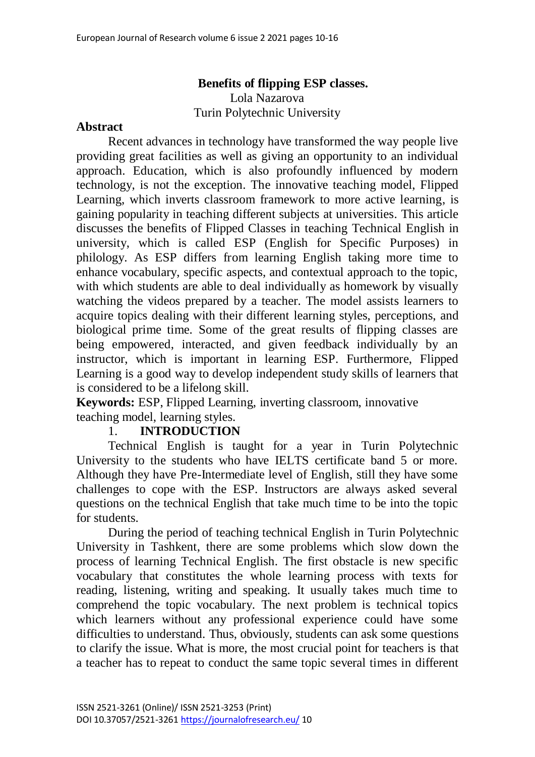# Benefits of flipping ESP classes.

Lola Nazarova
Turin Polytechnic University

## Abstract

Recent advances in technology have transformed the way people live providing great facilities as well as giving an opportunity to an individual approach. Education, which is also profoundly influenced by modern technology, is not the exception. The innovative teaching model, Flipped Learning, which inverts classroom framework to more active learning, is gaining popularity in teaching different subjects at universities. This article discusses the benefits of Flipped Classes in teaching Technical English in university, which is called ESP (English for Specific Purposes) in philology. As ESP differs from learning English taking more time to enhance vocabulary, specific aspects, and contextual approach to the topic, with which students are able to deal individually as homework by visually watching the videos prepared by a teacher. The model assists learners to acquire topics dealing with their different learning styles, perceptions, and biological prime time. Some of the great results of flipping classes are being empowered, interacted, and given feedback individually by an instructor, which is important in learning ESP. Furthermore, Flipped Learning is a good way to develop independent study skills of learners that is considered to be a lifelong skill.

**Keywords:** ESP, Flipped Learning, inverting classroom, innovative teaching model, learning styles.

## 1. INTRODUCTION

Technical English is taught for a year in Turin Polytechnic University to the students who have IELTS certificate band 5 or more. Although they have Pre-Intermediate level of English, still they have some challenges to cope with the ESP. Instructors are always asked several questions on the technical English that take much time to be into the topic for students.

During the period of teaching technical English in Turin Polytechnic University in Tashkent, there are some problems which slow down the process of learning Technical English. The first obstacle is new specific vocabulary that constitutes the whole learning process with texts for reading, listening, writing and speaking. It usually takes much time to comprehend the topic vocabulary. The next problem is technical topics which learners without any professional experience could have some difficulties to understand. Thus, obviously, students can ask some questions to clarify the issue. What is more, the most crucial point for teachers is that a teacher has to repeat to conduct the same topic several times in different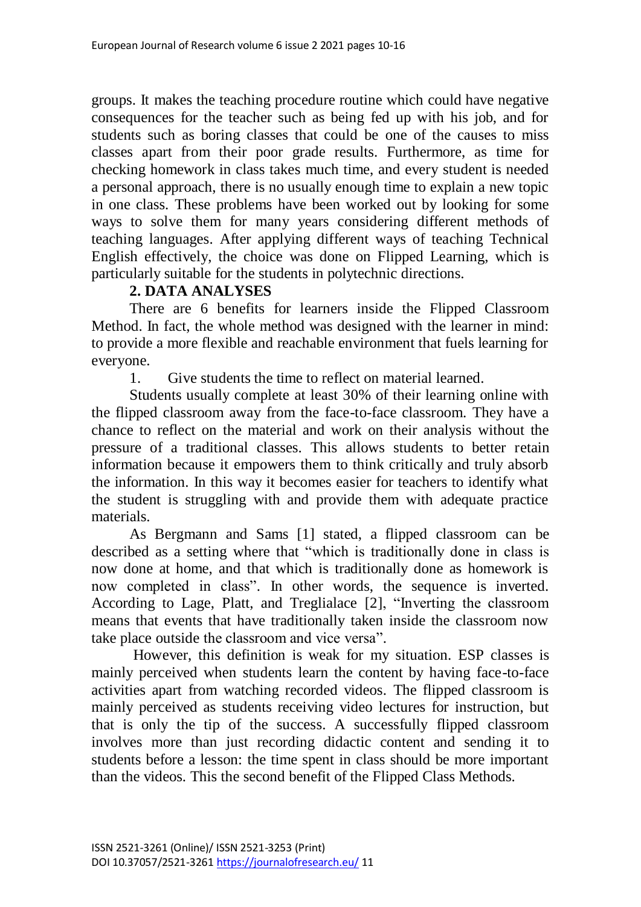groups. It makes the teaching procedure routine which could have negative consequences for the teacher such as being fed up with his job, and for students such as boring classes that could be one of the causes to miss classes apart from their poor grade results. Furthermore, as time for checking homework in class takes much time, and every student is needed a personal approach, there is no usually enough time to explain a new topic in one class. These problems have been worked out by looking for some ways to solve them for many years considering different methods of teaching languages. After applying different ways of teaching Technical English effectively, the choice was done on Flipped Learning, which is particularly suitable for the students in polytechnic directions.

## 2. DATA ANALYSES

There are 6 benefits for learners inside the Flipped Classroom Method. In fact, the whole method was designed with the learner in mind: to provide a more flexible and reachable environment that fuels learning for everyone.

1. Give students the time to reflect on material learned.

Students usually complete at least 30% of their learning online with the flipped classroom away from the face-to-face classroom. They have a chance to reflect on the material and work on their analysis without the pressure of a traditional classes. This allows students to better retain information because it empowers them to think critically and truly absorb the information. In this way it becomes easier for teachers to identify what the student is struggling with and provide them with adequate practice materials.

As Bergmann and Sams [1] stated, a flipped classroom can be described as a setting where that "which is traditionally done in class is now done at home, and that which is traditionally done as homework is now completed in class". In other words, the sequence is inverted. According to Lage, Platt, and Treglialace [2], "Inverting the classroom means that events that have traditionally taken inside the classroom now take place outside the classroom and vice versa".

However, this definition is weak for my situation. ESP classes is mainly perceived when students learn the content by having face-to-face activities apart from watching recorded videos. The flipped classroom is mainly perceived as students receiving video lectures for instruction, but that is only the tip of the success. A successfully flipped classroom involves more than just recording didactic content and sending it to students before a lesson: the time spent in class should be more important than the videos. This the second benefit of the Flipped Class Methods.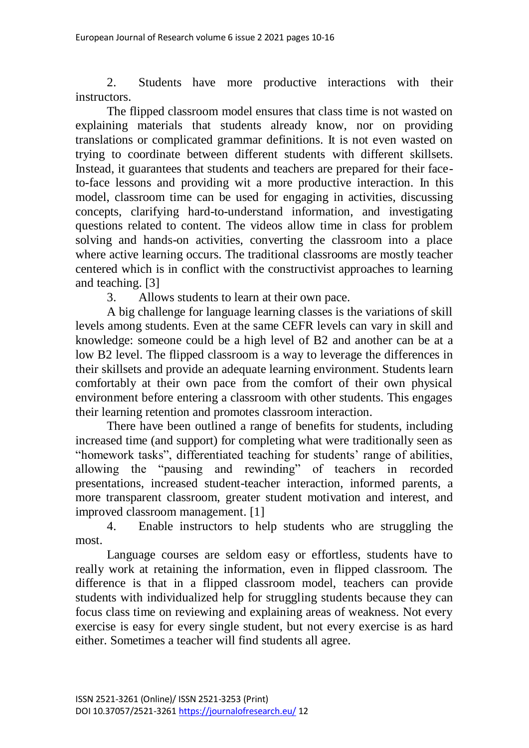2. Students have more productive interactions with their instructors.

The flipped classroom model ensures that class time is not wasted on explaining materials that students already know, nor on providing translations or complicated grammar definitions. It is not even wasted on trying to coordinate between different students with different skillsets. Instead, it guarantees that students and teachers are prepared for their face-to-face lessons and providing wit a more productive interaction. In this model, classroom time can be used for engaging in activities, discussing concepts, clarifying hard-to-understand information, and investigating questions related to content. The videos allow time in class for problem solving and hands-on activities, converting the classroom into a place where active learning occurs. The traditional classrooms are mostly teacher centered which is in conflict with the constructivist approaches to learning and teaching. [3]

3. Allows students to learn at their own pace.

A big challenge for language learning classes is the variations of skill levels among students. Even at the same CEFR levels can vary in skill and knowledge: someone could be a high level of B2 and another can be at a low B2 level. The flipped classroom is a way to leverage the differences in their skillsets and provide an adequate learning environment. Students learn comfortably at their own pace from the comfort of their own physical environment before entering a classroom with other students. This engages their learning retention and promotes classroom interaction.

There have been outlined a range of benefits for students, including increased time (and support) for completing what were traditionally seen as "homework tasks", differentiated teaching for students' range of abilities, allowing the "pausing and rewinding" of teachers in recorded presentations, increased student-teacher interaction, informed parents, a more transparent classroom, greater student motivation and interest, and improved classroom management. [1]

4. Enable instructors to help students who are struggling the most.

Language courses are seldom easy or effortless, students have to really work at retaining the information, even in flipped classroom. The difference is that in a flipped classroom model, teachers can provide students with individualized help for struggling students because they can focus class time on reviewing and explaining areas of weakness. Not every exercise is easy for every single student, but not every exercise is as hard either. Sometimes a teacher will find students all agree.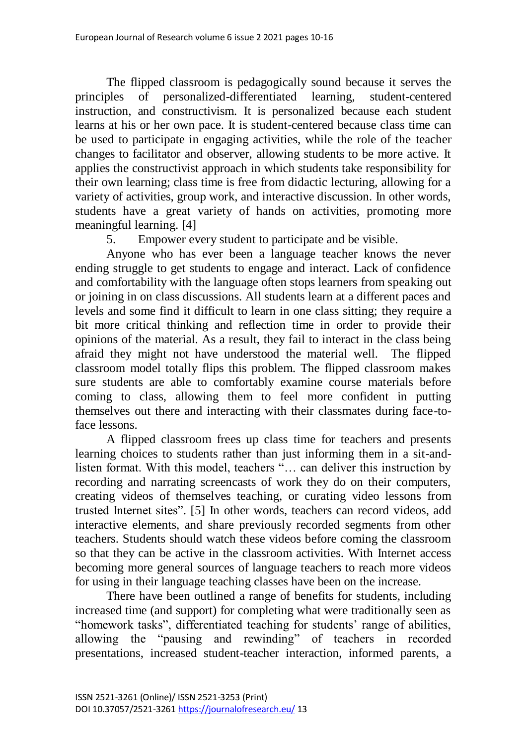The flipped classroom is pedagogically sound because it serves the principles of personalized-differentiated learning, student-centered instruction, and constructivism. It is personalized because each student learns at his or her own pace. It is student-centered because class time can be used to participate in engaging activities, while the role of the teacher changes to facilitator and observer, allowing students to be more active. It applies the constructivist approach in which students take responsibility for their own learning; class time is free from didactic lecturing, allowing for a variety of activities, group work, and interactive discussion. In other words, students have a great variety of hands on activities, promoting more meaningful learning. [4]

5. Empower every student to participate and be visible.

Anyone who has ever been a language teacher knows the never ending struggle to get students to engage and interact. Lack of confidence and comfortability with the language often stops learners from speaking out or joining in on class discussions. All students learn at a different paces and levels and some find it difficult to learn in one class sitting; they require a bit more critical thinking and reflection time in order to provide their opinions of the material. As a result, they fail to interact in the class being afraid they might not have understood the material well. The flipped classroom model totally flips this problem. The flipped classroom makes sure students are able to comfortably examine course materials before coming to class, allowing them to feel more confident in putting themselves out there and interacting with their classmates during face-to-face lessons.

A flipped classroom frees up class time for teachers and presents learning choices to students rather than just informing them in a sit-and-listen format. With this model, teachers "… can deliver this instruction by recording and narrating screencasts of work they do on their computers, creating videos of themselves teaching, or curating video lessons from trusted Internet sites". [5] In other words, teachers can record videos, add interactive elements, and share previously recorded segments from other teachers. Students should watch these videos before coming the classroom so that they can be active in the classroom activities. With Internet access becoming more general sources of language teachers to reach more videos for using in their language teaching classes have been on the increase.

There have been outlined a range of benefits for students, including increased time (and support) for completing what were traditionally seen as "homework tasks", differentiated teaching for students' range of abilities, allowing the "pausing and rewinding" of teachers in recorded presentations, increased student-teacher interaction, informed parents, a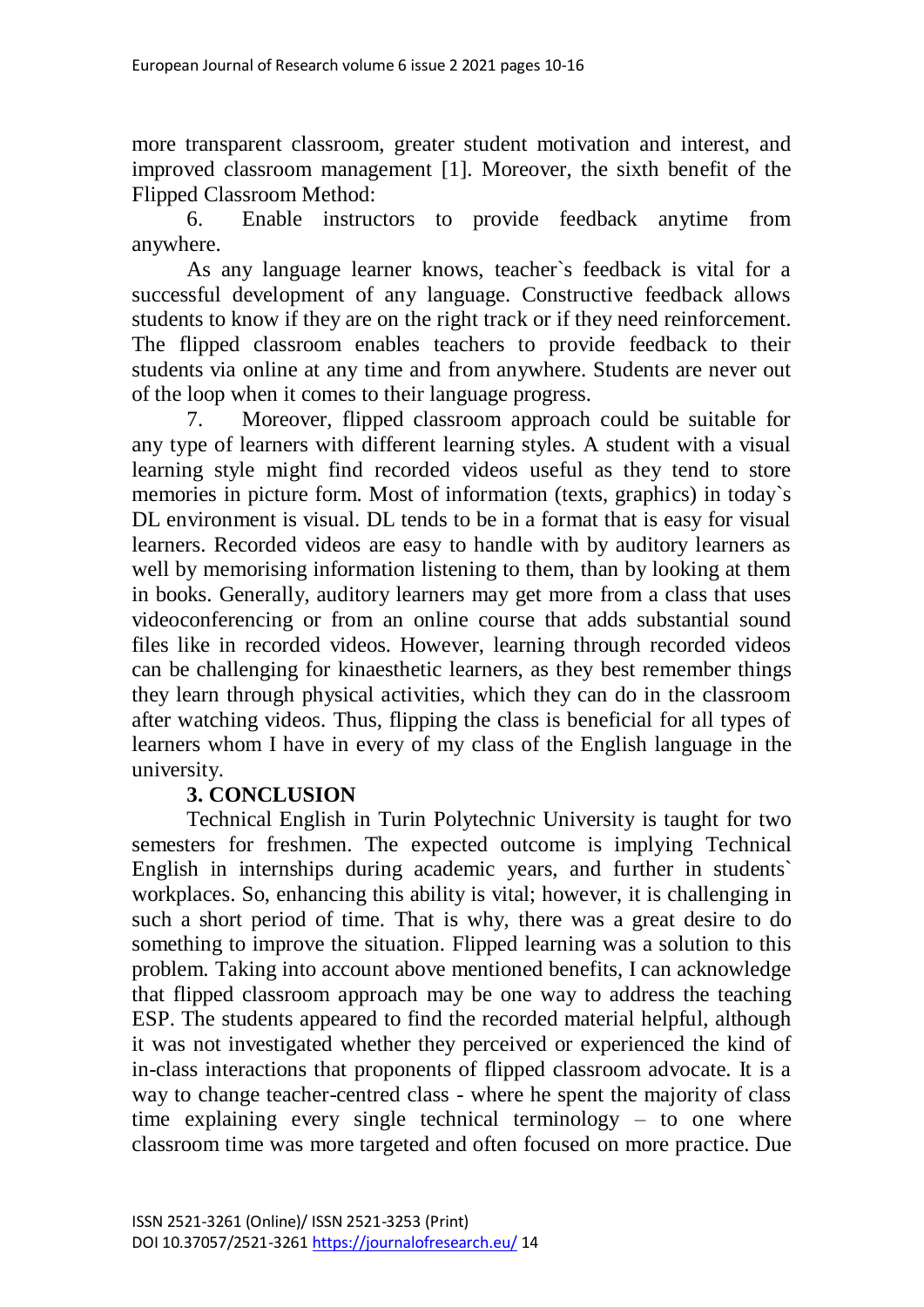more transparent classroom, greater student motivation and interest, and improved classroom management [1]. Moreover, the sixth benefit of the Flipped Classroom Method:

6. Enable instructors to provide feedback anytime from anywhere.

As any language learner knows, teacher`s feedback is vital for a successful development of any language. Constructive feedback allows students to know if they are on the right track or if they need reinforcement. The flipped classroom enables teachers to provide feedback to their students via online at any time and from anywhere. Students are never out of the loop when it comes to their language progress.

7. Moreover, flipped classroom approach could be suitable for any type of learners with different learning styles. A student with a visual learning style might find recorded videos useful as they tend to store memories in picture form. Most of information (texts, graphics) in today`s DL environment is visual. DL tends to be in a format that is easy for visual learners. Recorded videos are easy to handle with by auditory learners as well by memorising information listening to them, than by looking at them in books. Generally, auditory learners may get more from a class that uses videoconferencing or from an online course that adds substantial sound files like in recorded videos. However, learning through recorded videos can be challenging for kinaesthetic learners, as they best remember things they learn through physical activities, which they can do in the classroom after watching videos. Thus, flipping the class is beneficial for all types of learners whom I have in every of my class of the English language in the university.

## 3. CONCLUSION

Technical English in Turin Polytechnic University is taught for two semesters for freshmen. The expected outcome is implying Technical English in internships during academic years, and further in students` workplaces. So, enhancing this ability is vital; however, it is challenging in such a short period of time. That is why, there was a great desire to do something to improve the situation. Flipped learning was a solution to this problem. Taking into account above mentioned benefits, I can acknowledge that flipped classroom approach may be one way to address the teaching ESP. The students appeared to find the recorded material helpful, although it was not investigated whether they perceived or experienced the kind of in-class interactions that proponents of flipped classroom advocate. It is a way to change teacher-centred class - where he spent the majority of class time explaining every single technical terminology – to one where classroom time was more targeted and often focused on more practice. Due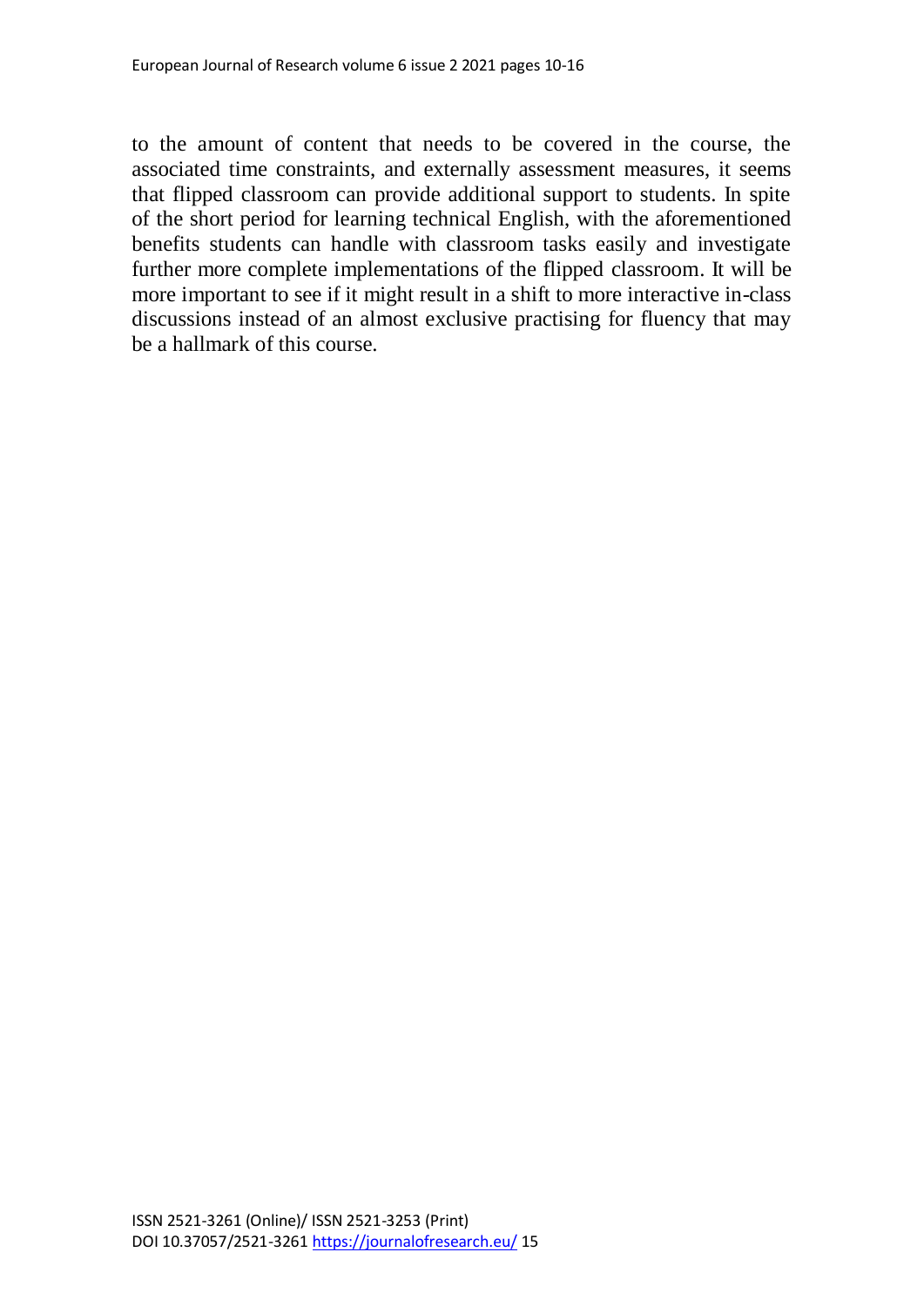to the amount of content that needs to be covered in the course, the associated time constraints, and externally assessment measures, it seems that flipped classroom can provide additional support to students. In spite of the short period for learning technical English, with the aforementioned benefits students can handle with classroom tasks easily and investigate further more complete implementations of the flipped classroom. It will be more important to see if it might result in a shift to more interactive in-class discussions instead of an almost exclusive practising for fluency that may be a hallmark of this course.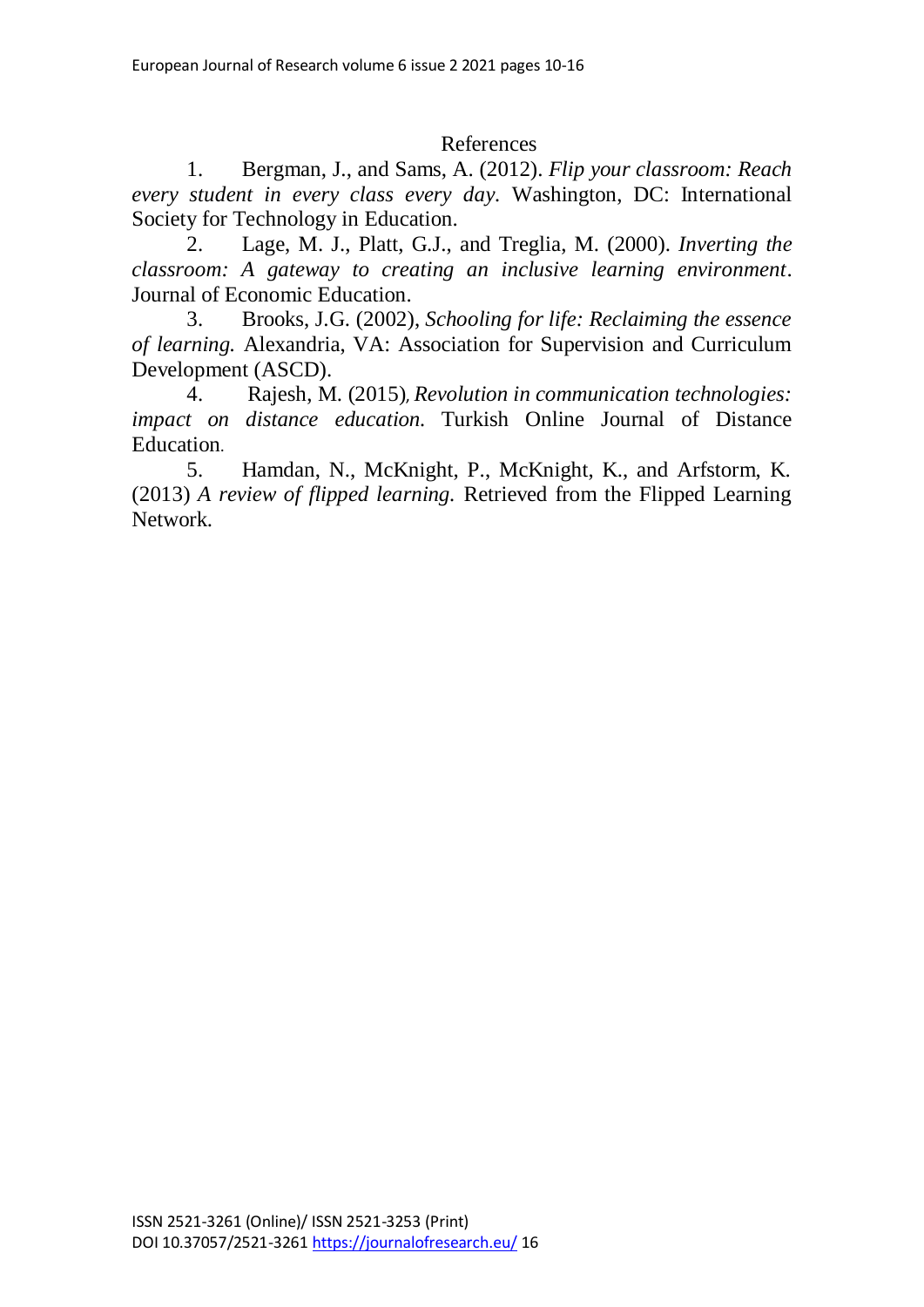## References

1. Bergman, J., and Sams, A. (2012). *Flip your classroom: Reach every student in every class every day.* Washington, DC: International Society for Technology in Education.
2. Lage, M. J., Platt, G.J., and Treglia, M. (2000). *Inverting the classroom: A gateway to creating an inclusive learning environment*. Journal of Economic Education.
3. Brooks, J.G. (2002), *Schooling for life: Reclaiming the essence of learning.* Alexandria, VA: Association for Supervision and Curriculum Development (ASCD).
4. Rajesh, M. (2015), *Revolution in communication technologies: impact on distance education.* Turkish Online Journal of Distance Education.
5. Hamdan, N., McKnight, P., McKnight, K., and Arfstorm, K. (2013) *A review of flipped learning.* Retrieved from the Flipped Learning Network.